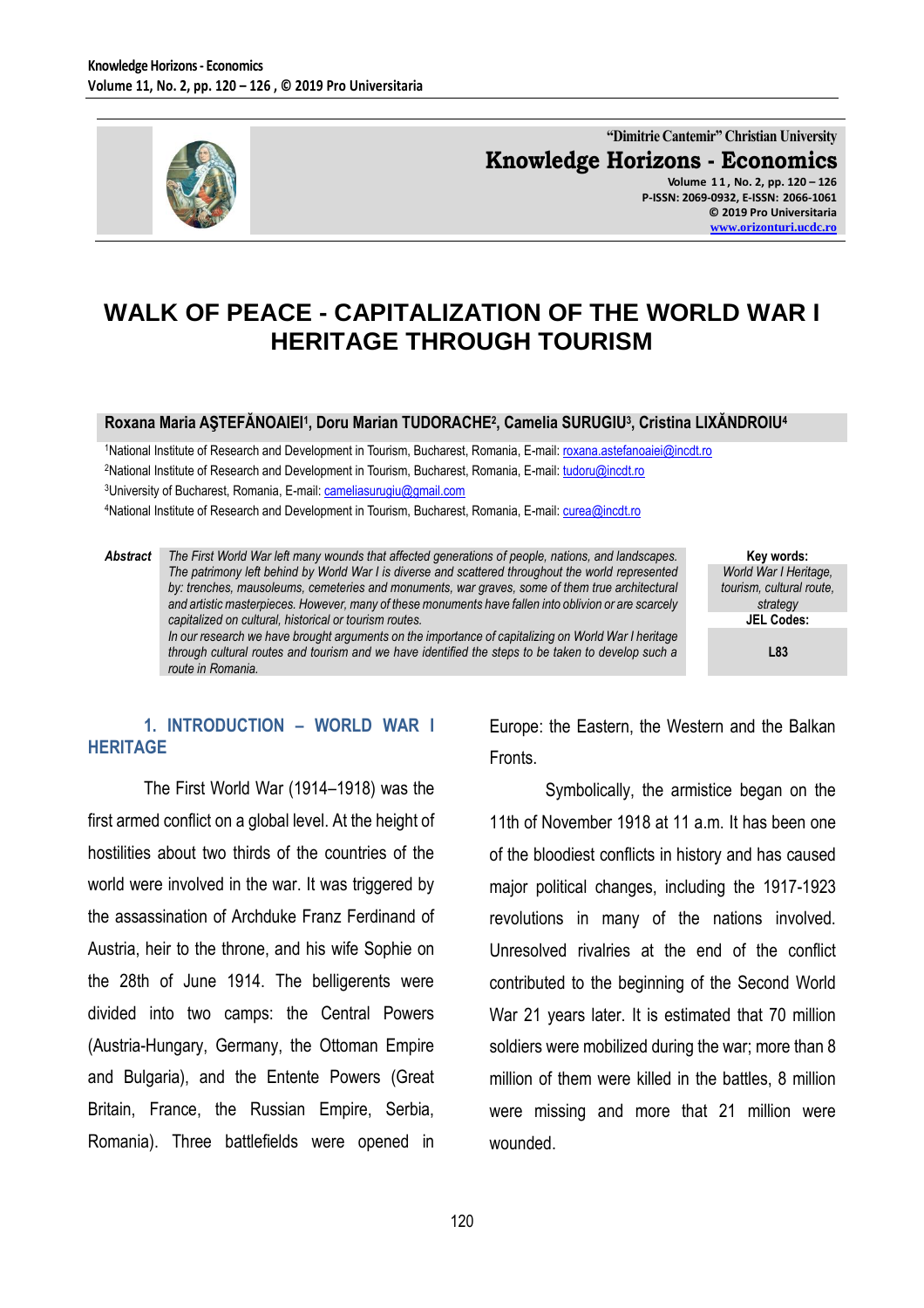# WALK OF PEACE - CAPITALIZATION OF THE WORLD WAR I HERITAGE THROUGH TOURISM

**Roxana Maria AŞTEFĂNOAIEI[1], Doru Marian TUDORACHE[2], Camelia SURUGIU[3], Cristina LIXĂNDROIU[4]**

[1]National Institute of Research and Development in Tourism, Bucharest, Romania, E-mail: roxana.astefanoaiei@incdt.ro

[2]National Institute of Research and Development in Tourism, Bucharest, Romania, E-mail: tudoru@incdt.ro

[3]University of Bucharest, Romania, E-mail: cameliasurugiu@gmail.com

[4]National Institute of Research and Development in Tourism, Bucharest, Romania, E-mail: curea@incdt.ro

**Abstract** *The First World War left many wounds that affected generations of people, nations, and landscapes. The patrimony left behind by World War I is diverse and scattered throughout the world represented by: trenches, mausoleums, cemeteries and monuments, war graves, some of them true architectural and artistic masterpieces. However, many of these monuments have fallen into oblivion or are scarcely capitalized on cultural, historical or tourism routes.*

*In our research we have brought arguments on the importance of capitalizing on World War I heritage through cultural routes and tourism and we have identified the steps to be taken to develop such a route in Romania.*

**Key words:** *World War I Heritage, tourism, cultural route, strategy*

**JEL Codes:** L83

## 1. INTRODUCTION – WORLD WAR I HERITAGE

The First World War (1914–1918) was the first armed conflict on a global level. At the height of hostilities about two thirds of the countries of the world were involved in the war. It was triggered by the assassination of Archduke Franz Ferdinand of Austria, heir to the throne, and his wife Sophie on the 28th of June 1914. The belligerents were divided into two camps: the Central Powers (Austria-Hungary, Germany, the Ottoman Empire and Bulgaria), and the Entente Powers (Great Britain, France, the Russian Empire, Serbia, Romania). Three battlefields were opened in Europe: the Eastern, the Western and the Balkan Fronts.

Symbolically, the armistice began on the 11th of November 1918 at 11 a.m. It has been one of the bloodiest conflicts in history and has caused major political changes, including the 1917-1923 revolutions in many of the nations involved. Unresolved rivalries at the end of the conflict contributed to the beginning of the Second World War 21 years later. It is estimated that 70 million soldiers were mobilized during the war; more than 8 million of them were killed in the battles, 8 million were missing and more that 21 million were wounded.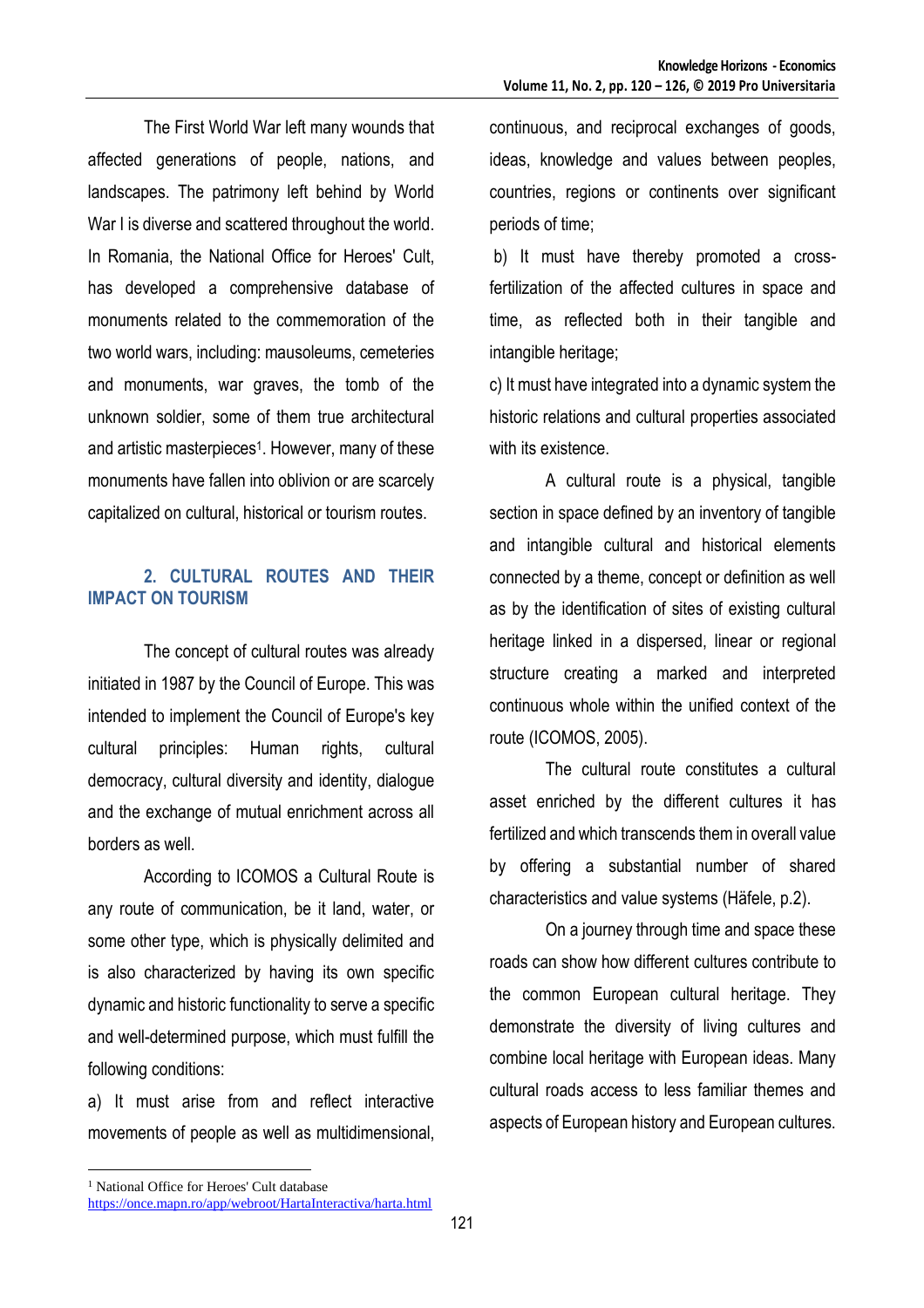The First World War left many wounds that affected generations of people, nations, and landscapes. The patrimony left behind by World War I is diverse and scattered throughout the world. In Romania, the National Office for Heroes' Cult, has developed a comprehensive database of monuments related to the commemoration of the two world wars, including: mausoleums, cemeteries and monuments, war graves, the tomb of the unknown soldier, some of them true architectural and artistic masterpieces[1]. However, many of these monuments have fallen into oblivion or are scarcely capitalized on cultural, historical or tourism routes.

## 2. CULTURAL ROUTES AND THEIR IMPACT ON TOURISM

The concept of cultural routes was already initiated in 1987 by the Council of Europe. This was intended to implement the Council of Europe's key cultural principles: Human rights, cultural democracy, cultural diversity and identity, dialogue and the exchange of mutual enrichment across all borders as well.

According to ICOMOS a Cultural Route is any route of communication, be it land, water, or some other type, which is physically delimited and is also characterized by having its own specific dynamic and historic functionality to serve a specific and well-determined purpose, which must fulfill the following conditions:

a) It must arise from and reflect interactive movements of people as well as multidimensional, continuous, and reciprocal exchanges of goods, ideas, knowledge and values between peoples, countries, regions or continents over significant periods of time;

b) It must have thereby promoted a cross-fertilization of the affected cultures in space and time, as reflected both in their tangible and intangible heritage;

c) It must have integrated into a dynamic system the historic relations and cultural properties associated with its existence.

A cultural route is a physical, tangible section in space defined by an inventory of tangible and intangible cultural and historical elements connected by a theme, concept or definition as well as by the identification of sites of existing cultural heritage linked in a dispersed, linear or regional structure creating a marked and interpreted continuous whole within the unified context of the route (ICOMOS, 2005).

The cultural route constitutes a cultural asset enriched by the different cultures it has fertilized and which transcends them in overall value by offering a substantial number of shared characteristics and value systems (Häfele, p.2).

On a journey through time and space these roads can show how different cultures contribute to the common European cultural heritage. They demonstrate the diversity of living cultures and combine local heritage with European ideas. Many cultural roads access to less familiar themes and aspects of European history and European cultures.

---

[1] National Office for Heroes' Cult database https://once.mapn.ro/app/webroot/HartaInteractiva/harta.html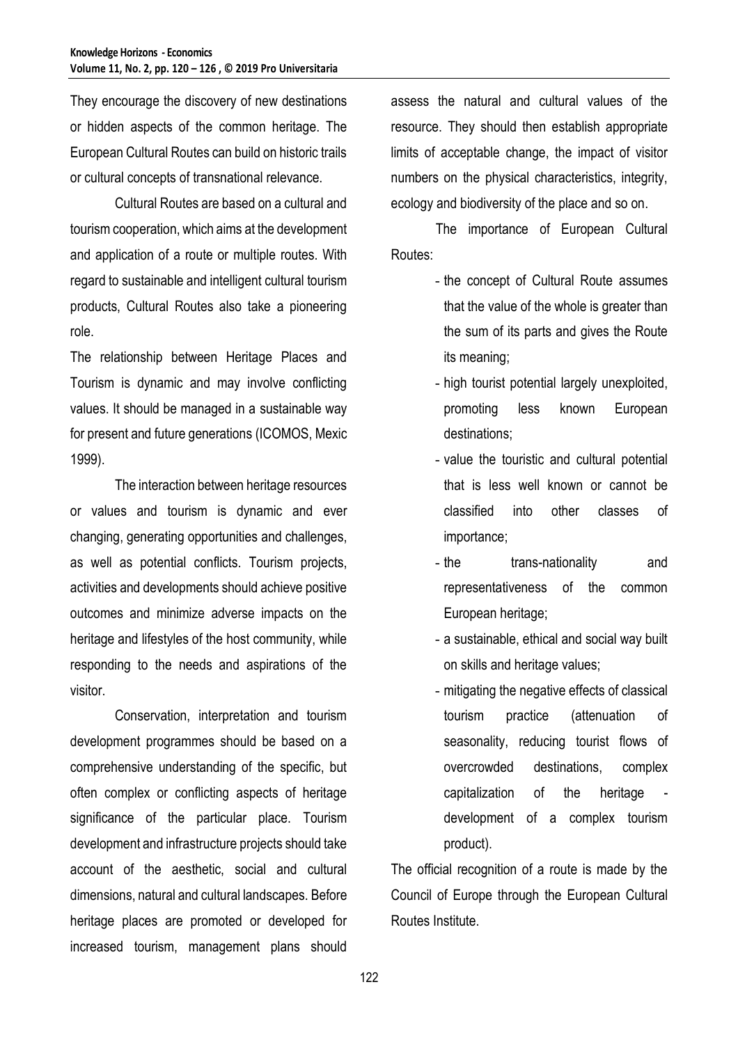They encourage the discovery of new destinations or hidden aspects of the common heritage. The European Cultural Routes can build on historic trails or cultural concepts of transnational relevance.

Cultural Routes are based on a cultural and tourism cooperation, which aims at the development and application of a route or multiple routes. With regard to sustainable and intelligent cultural tourism products, Cultural Routes also take a pioneering role.

The relationship between Heritage Places and Tourism is dynamic and may involve conflicting values. It should be managed in a sustainable way for present and future generations (ICOMOS, Mexic 1999).

The interaction between heritage resources or values and tourism is dynamic and ever changing, generating opportunities and challenges, as well as potential conflicts. Tourism projects, activities and developments should achieve positive outcomes and minimize adverse impacts on the heritage and lifestyles of the host community, while responding to the needs and aspirations of the visitor.

Conservation, interpretation and tourism development programmes should be based on a comprehensive understanding of the specific, but often complex or conflicting aspects of heritage significance of the particular place. Tourism development and infrastructure projects should take account of the aesthetic, social and cultural dimensions, natural and cultural landscapes. Before heritage places are promoted or developed for increased tourism, management plans should assess the natural and cultural values of the resource. They should then establish appropriate limits of acceptable change, the impact of visitor numbers on the physical characteristics, integrity, ecology and biodiversity of the place and so on.

The importance of European Cultural Routes:

- the concept of Cultural Route assumes that the value of the whole is greater than the sum of its parts and gives the Route its meaning;
- high tourist potential largely unexploited, promoting less known European destinations;
- value the touristic and cultural potential that is less well known or cannot be classified into other classes of importance;
- the trans-nationality and representativeness of the common European heritage;
- a sustainable, ethical and social way built on skills and heritage values;
- mitigating the negative effects of classical tourism practice (attenuation of seasonality, reducing tourist flows of overcrowded destinations, complex capitalization of the heritage - development of a complex tourism product).

The official recognition of a route is made by the Council of Europe through the European Cultural Routes Institute.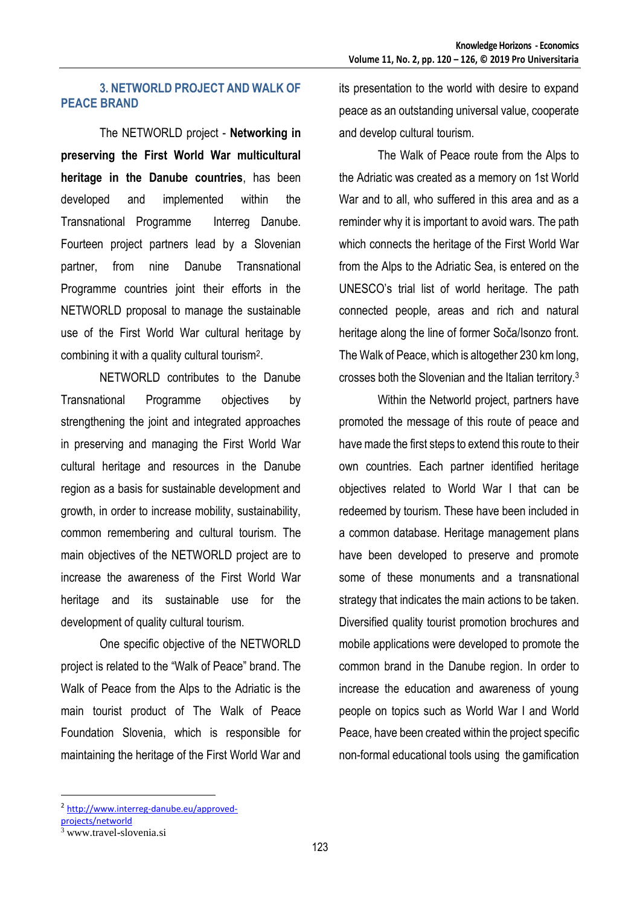## 3. NETWORLD PROJECT AND WALK OF PEACE BRAND

The NETWORLD project - **Networking in preserving the First World War multicultural heritage in the Danube countries**, has been developed and implemented within the Transnational Programme Interreg Danube. Fourteen project partners lead by a Slovenian partner, from nine Danube Transnational Programme countries joint their efforts in the NETWORLD proposal to manage the sustainable use of the First World War cultural heritage by combining it with a quality cultural tourism[2].

NETWORLD contributes to the Danube Transnational Programme objectives by strengthening the joint and integrated approaches in preserving and managing the First World War cultural heritage and resources in the Danube region as a basis for sustainable development and growth, in order to increase mobility, sustainability, common remembering and cultural tourism. The main objectives of the NETWORLD project are to increase the awareness of the First World War heritage and its sustainable use for the development of quality cultural tourism.

One specific objective of the NETWORLD project is related to the "Walk of Peace" brand. The Walk of Peace from the Alps to the Adriatic is the main tourist product of The Walk of Peace Foundation Slovenia, which is responsible for maintaining the heritage of the First World War and its presentation to the world with desire to expand peace as an outstanding universal value, cooperate and develop cultural tourism.

The Walk of Peace route from the Alps to the Adriatic was created as a memory on 1st World War and to all, who suffered in this area and as a reminder why it is important to avoid wars. The path which connects the heritage of the First World War from the Alps to the Adriatic Sea, is entered on the UNESCO's trial list of world heritage. The path connected people, areas and rich and natural heritage along the line of former Soča/Isonzo front. The Walk of Peace, which is altogether 230 km long, crosses both the Slovenian and the Italian territory.[3]

Within the Networld project, partners have promoted the message of this route of peace and have made the first steps to extend this route to their own countries. Each partner identified heritage objectives related to World War I that can be redeemed by tourism. These have been included in a common database. Heritage management plans have been developed to preserve and promote some of these monuments and a transnational strategy that indicates the main actions to be taken. Diversified quality tourist promotion brochures and mobile applications were developed to promote the common brand in the Danube region. In order to increase the education and awareness of young people on topics such as World War I and World Peace, have been created within the project specific non-formal educational tools using the gamification

---

[2] http://www.interreg-danube.eu/approved-projects/networld

[3] www.travel-slovenia.si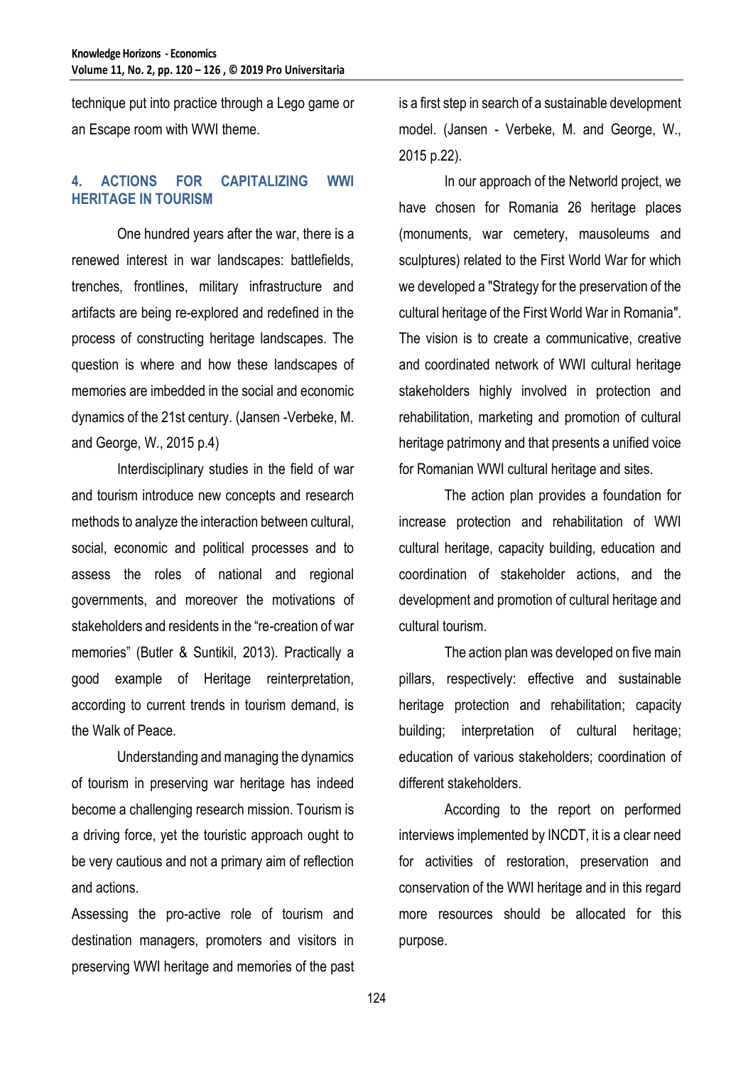technique put into practice through a Lego game or an Escape room with WWI theme.

## 4. ACTIONS FOR CAPITALIZING WWI HERITAGE IN TOURISM

One hundred years after the war, there is a renewed interest in war landscapes: battlefields, trenches, frontlines, military infrastructure and artifacts are being re-explored and redefined in the process of constructing heritage landscapes. The question is where and how these landscapes of memories are imbedded in the social and economic dynamics of the 21st century. (Jansen -Verbeke, M. and George, W., 2015 p.4)

Interdisciplinary studies in the field of war and tourism introduce new concepts and research methods to analyze the interaction between cultural, social, economic and political processes and to assess the roles of national and regional governments, and moreover the motivations of stakeholders and residents in the "re-creation of war memories" (Butler & Suntikil, 2013). Practically a good example of Heritage reinterpretation, according to current trends in tourism demand, is the Walk of Peace.

Understanding and managing the dynamics of tourism in preserving war heritage has indeed become a challenging research mission. Tourism is a driving force, yet the touristic approach ought to be very cautious and not a primary aim of reflection and actions.

Assessing the pro-active role of tourism and destination managers, promoters and visitors in preserving WWI heritage and memories of the past is a first step in search of a sustainable development model. (Jansen - Verbeke, M. and George, W., 2015 p.22).

In our approach of the Networld project, we have chosen for Romania 26 heritage places (monuments, war cemetery, mausoleums and sculptures) related to the First World War for which we developed a "Strategy for the preservation of the cultural heritage of the First World War in Romania". The vision is to create a communicative, creative and coordinated network of WWI cultural heritage stakeholders highly involved in protection and rehabilitation, marketing and promotion of cultural heritage patrimony and that presents a unified voice for Romanian WWI cultural heritage and sites.

The action plan provides a foundation for increase protection and rehabilitation of WWI cultural heritage, capacity building, education and coordination of stakeholder actions, and the development and promotion of cultural heritage and cultural tourism.

The action plan was developed on five main pillars, respectively: effective and sustainable heritage protection and rehabilitation; capacity building; interpretation of cultural heritage; education of various stakeholders; coordination of different stakeholders.

According to the report on performed interviews implemented by INCDT, it is a clear need for activities of restoration, preservation and conservation of the WWI heritage and in this regard more resources should be allocated for this purpose.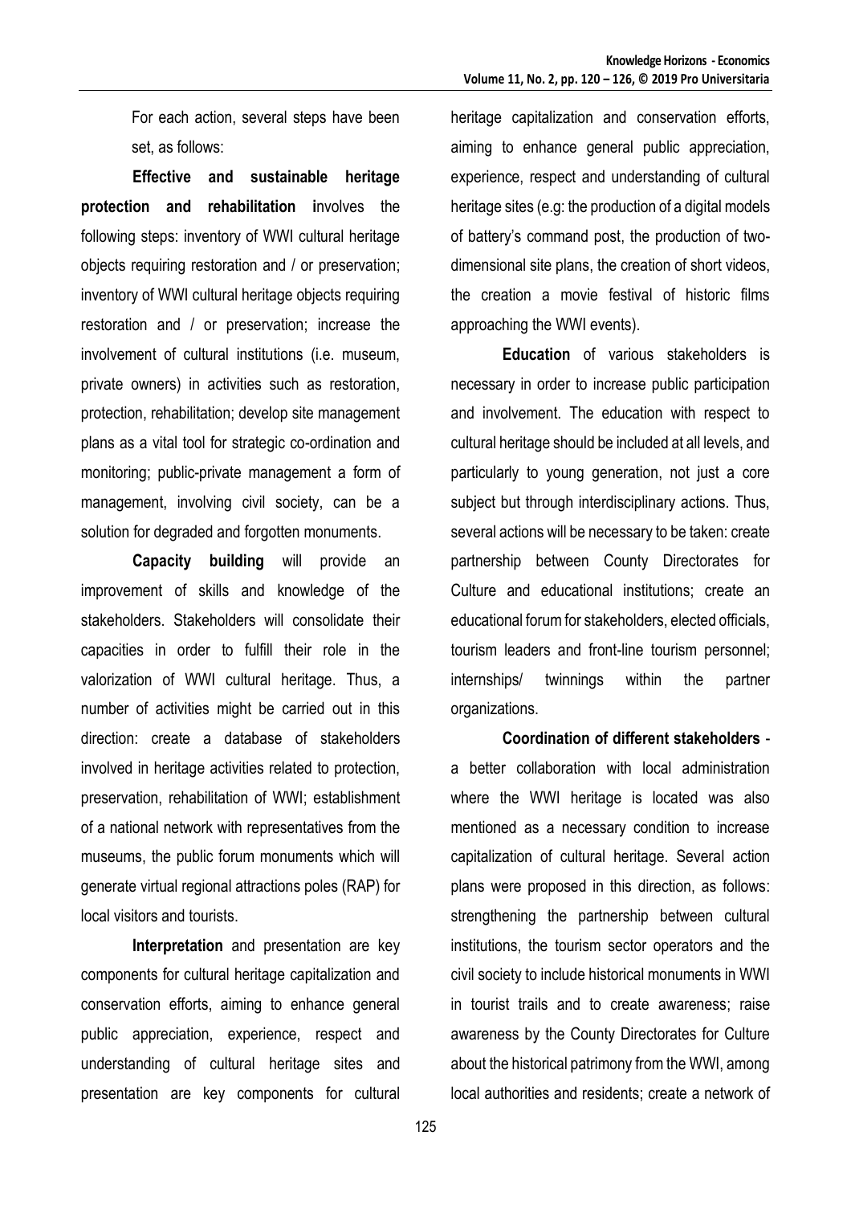For each action, several steps have been set, as follows:

**Effective and sustainable heritage protection and rehabilitation i**nvolves the following steps: inventory of WWI cultural heritage objects requiring restoration and / or preservation; inventory of WWI cultural heritage objects requiring restoration and / or preservation; increase the involvement of cultural institutions (i.e. museum, private owners) in activities such as restoration, protection, rehabilitation; develop site management plans as a vital tool for strategic co-ordination and monitoring; public-private management a form of management, involving civil society, can be a solution for degraded and forgotten monuments.

**Capacity building** will provide an improvement of skills and knowledge of the stakeholders. Stakeholders will consolidate their capacities in order to fulfill their role in the valorization of WWI cultural heritage. Thus, a number of activities might be carried out in this direction: create a database of stakeholders involved in heritage activities related to protection, preservation, rehabilitation of WWI; establishment of a national network with representatives from the museums, the public forum monuments which will generate virtual regional attractions poles (RAP) for local visitors and tourists.

**Interpretation** and presentation are key components for cultural heritage capitalization and conservation efforts, aiming to enhance general public appreciation, experience, respect and understanding of cultural heritage sites and presentation are key components for cultural heritage capitalization and conservation efforts, aiming to enhance general public appreciation, experience, respect and understanding of cultural heritage sites (e.g: the production of a digital models of battery's command post, the production of two-dimensional site plans, the creation of short videos, the creation a movie festival of historic films approaching the WWI events).

**Education** of various stakeholders is necessary in order to increase public participation and involvement. The education with respect to cultural heritage should be included at all levels, and particularly to young generation, not just a core subject but through interdisciplinary actions. Thus, several actions will be necessary to be taken: create partnership between County Directorates for Culture and educational institutions; create an educational forum for stakeholders, elected officials, tourism leaders and front-line tourism personnel; internships/ twinnings within the partner organizations.

**Coordination of different stakeholders** - a better collaboration with local administration where the WWI heritage is located was also mentioned as a necessary condition to increase capitalization of cultural heritage. Several action plans were proposed in this direction, as follows: strengthening the partnership between cultural institutions, the tourism sector operators and the civil society to include historical monuments in WWI in tourist trails and to create awareness; raise awareness by the County Directorates for Culture about the historical patrimony from the WWI, among local authorities and residents; create a network of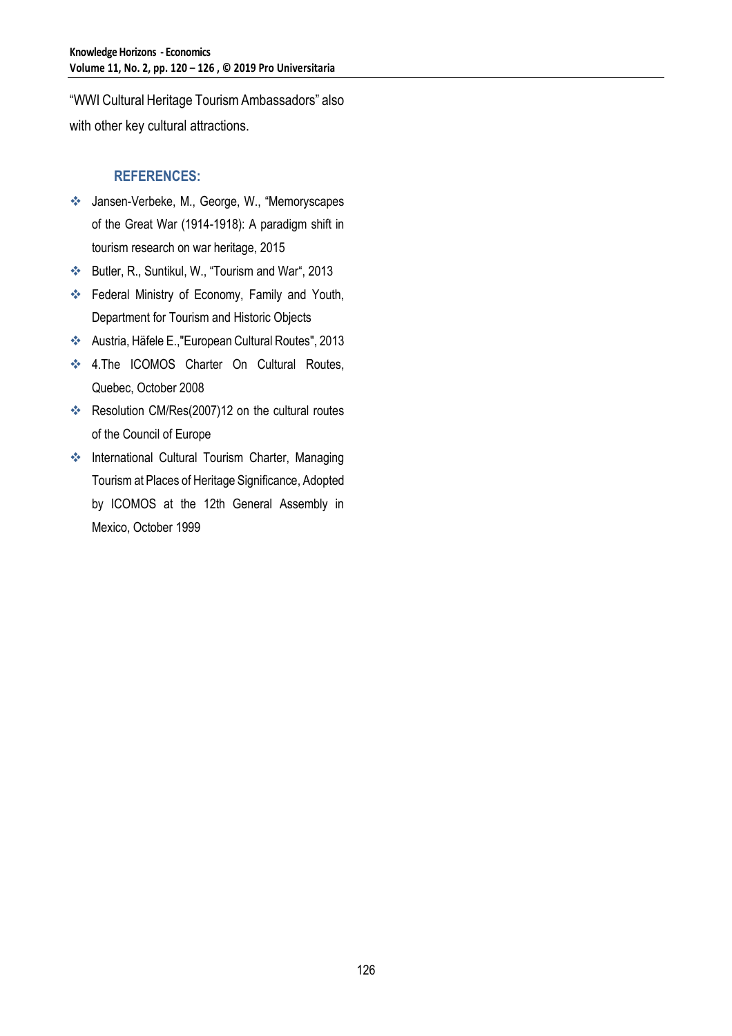"WWI Cultural Heritage Tourism Ambassadors" also with other key cultural attractions.

### REFERENCES:

- Jansen-Verbeke, M., George, W., "Memoryscapes of the Great War (1914-1918): A paradigm shift in tourism research on war heritage, 2015
- Butler, R., Suntikul, W., "Tourism and War", 2013
- Federal Ministry of Economy, Family and Youth, Department for Tourism and Historic Objects
- Austria, Häfele E.,"European Cultural Routes", 2013
- 4.The ICOMOS Charter On Cultural Routes, Quebec, October 2008
- Resolution CM/Res(2007)12 on the cultural routes of the Council of Europe
- International Cultural Tourism Charter, Managing Tourism at Places of Heritage Significance, Adopted by ICOMOS at the 12th General Assembly in Mexico, October 1999